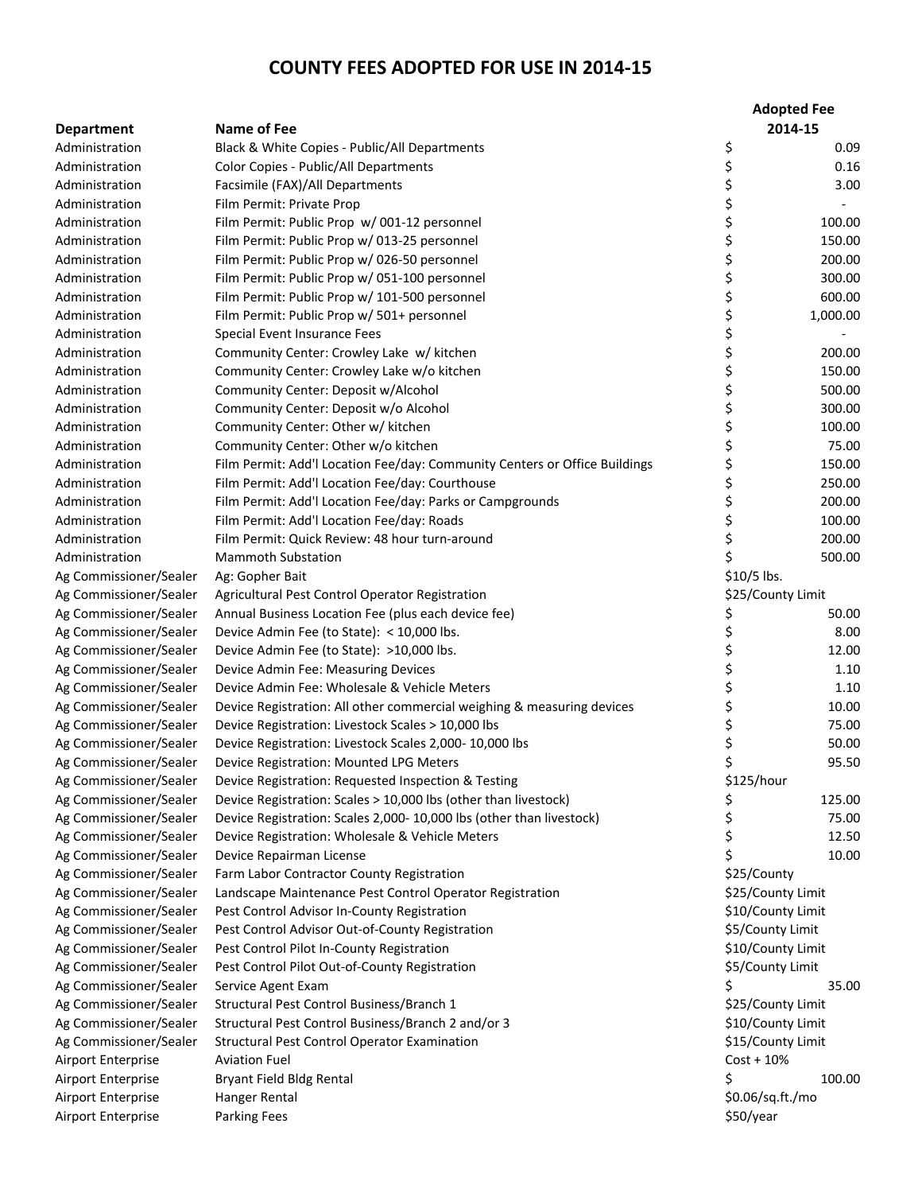# COUNTY FEES ADOPTED FOR USE IN 2014-15

| Department | Name of Fee | Adopted Fee 2014-15 |
|---|---|---|
| Administration | Black & White Copies - Public/All Departments | $ 0.09 |
| Administration | Color Copies - Public/All Departments | $ 0.16 |
| Administration | Facsimile (FAX)/All Departments | $ 3.00 |
| Administration | Film Permit: Private Prop | $ - |
| Administration | Film Permit: Public Prop w/ 001-12 personnel | $ 100.00 |
| Administration | Film Permit: Public Prop w/ 013-25 personnel | $ 150.00 |
| Administration | Film Permit: Public Prop w/ 026-50 personnel | $ 200.00 |
| Administration | Film Permit: Public Prop w/ 051-100 personnel | $ 300.00 |
| Administration | Film Permit: Public Prop w/ 101-500 personnel | $ 600.00 |
| Administration | Film Permit: Public Prop w/ 501+ personnel | $ 1,000.00 |
| Administration | Special Event Insurance Fees | $ - |
| Administration | Community Center: Crowley Lake w/ kitchen | $ 200.00 |
| Administration | Community Center: Crowley Lake w/o kitchen | $ 150.00 |
| Administration | Community Center: Deposit w/Alcohol | $ 500.00 |
| Administration | Community Center: Deposit w/o Alcohol | $ 300.00 |
| Administration | Community Center: Other w/ kitchen | $ 100.00 |
| Administration | Community Center: Other w/o kitchen | $ 75.00 |
| Administration | Film Permit: Add'l Location Fee/day: Community Centers or Office Buildings | $ 150.00 |
| Administration | Film Permit: Add'l Location Fee/day: Courthouse | $ 250.00 |
| Administration | Film Permit: Add'l Location Fee/day: Parks or Campgrounds | $ 200.00 |
| Administration | Film Permit: Add'l Location Fee/day: Roads | $ 100.00 |
| Administration | Film Permit: Quick Review: 48 hour turn-around | $ 200.00 |
| Administration | Mammoth Substation | $ 500.00 |
| Ag Commissioner/Sealer | Ag: Gopher Bait | $10/5 lbs. |
| Ag Commissioner/Sealer | Agricultural Pest Control Operator Registration | $25/County Limit |
| Ag Commissioner/Sealer | Annual Business Location Fee (plus each device fee) | $ 50.00 |
| Ag Commissioner/Sealer | Device Admin Fee (to State): < 10,000 lbs. | $ 8.00 |
| Ag Commissioner/Sealer | Device Admin Fee (to State): >10,000 lbs. | $ 12.00 |
| Ag Commissioner/Sealer | Device Admin Fee: Measuring Devices | $ 1.10 |
| Ag Commissioner/Sealer | Device Admin Fee: Wholesale & Vehicle Meters | $ 1.10 |
| Ag Commissioner/Sealer | Device Registration: All other commercial weighing & measuring devices | $ 10.00 |
| Ag Commissioner/Sealer | Device Registration: Livestock Scales > 10,000 lbs | $ 75.00 |
| Ag Commissioner/Sealer | Device Registration: Livestock Scales 2,000- 10,000 lbs | $ 50.00 |
| Ag Commissioner/Sealer | Device Registration: Mounted LPG Meters | $ 95.50 |
| Ag Commissioner/Sealer | Device Registration: Requested Inspection & Testing | $125/hour |
| Ag Commissioner/Sealer | Device Registration: Scales > 10,000 lbs (other than livestock) | $ 125.00 |
| Ag Commissioner/Sealer | Device Registration: Scales 2,000- 10,000 lbs (other than livestock) | $ 75.00 |
| Ag Commissioner/Sealer | Device Registration: Wholesale & Vehicle Meters | $ 12.50 |
| Ag Commissioner/Sealer | Device Repairman License | $ 10.00 |
| Ag Commissioner/Sealer | Farm Labor Contractor County Registration | $25/County |
| Ag Commissioner/Sealer | Landscape Maintenance Pest Control Operator Registration | $25/County Limit |
| Ag Commissioner/Sealer | Pest Control Advisor In-County Registration | $10/County Limit |
| Ag Commissioner/Sealer | Pest Control Advisor Out-of-County Registration | $5/County Limit |
| Ag Commissioner/Sealer | Pest Control Pilot In-County Registration | $10/County Limit |
| Ag Commissioner/Sealer | Pest Control Pilot Out-of-County Registration | $5/County Limit |
| Ag Commissioner/Sealer | Service Agent Exam | $ 35.00 |
| Ag Commissioner/Sealer | Structural Pest Control Business/Branch 1 | $25/County Limit |
| Ag Commissioner/Sealer | Structural Pest Control Business/Branch 2 and/or 3 | $10/County Limit |
| Ag Commissioner/Sealer | Structural Pest Control Operator Examination | $15/County Limit |
| Airport Enterprise | Aviation Fuel | Cost + 10% |
| Airport Enterprise | Bryant Field Bldg Rental | $ 100.00 |
| Airport Enterprise | Hanger Rental | $0.06/sq.ft./mo |
| Airport Enterprise | Parking Fees | $50/year |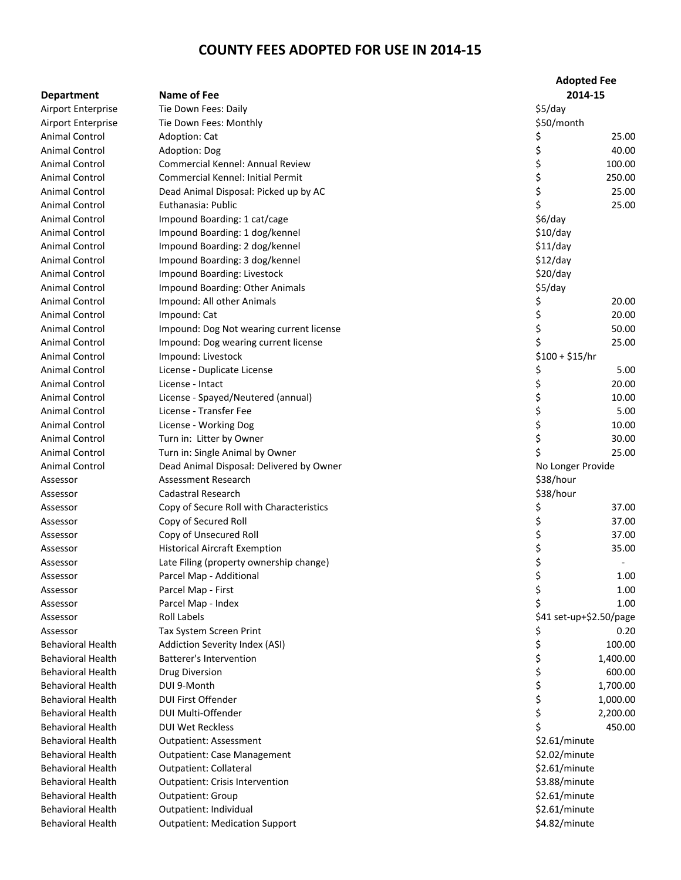# COUNTY FEES ADOPTED FOR USE IN 2014-15

| Department | Name of Fee | Adopted Fee 2014-15 |
|---|---|---|
| Airport Enterprise | Tie Down Fees: Daily | $5/day |
| Airport Enterprise | Tie Down Fees: Monthly | $50/month |
| Animal Control | Adoption: Cat | $ 25.00 |
| Animal Control | Adoption: Dog | $ 40.00 |
| Animal Control | Commercial Kennel: Annual Review | $ 100.00 |
| Animal Control | Commercial Kennel: Initial Permit | $ 250.00 |
| Animal Control | Dead Animal Disposal: Picked up by AC | $ 25.00 |
| Animal Control | Euthanasia: Public | $ 25.00 |
| Animal Control | Impound Boarding: 1 cat/cage | $6/day |
| Animal Control | Impound Boarding: 1 dog/kennel | $10/day |
| Animal Control | Impound Boarding: 2 dog/kennel | $11/day |
| Animal Control | Impound Boarding: 3 dog/kennel | $12/day |
| Animal Control | Impound Boarding: Livestock | $20/day |
| Animal Control | Impound Boarding: Other Animals | $5/day |
| Animal Control | Impound: All other Animals | $ 20.00 |
| Animal Control | Impound: Cat | $ 20.00 |
| Animal Control | Impound: Dog Not wearing current license | $ 50.00 |
| Animal Control | Impound: Dog wearing current license | $ 25.00 |
| Animal Control | Impound: Livestock | $100 + $15/hr |
| Animal Control | License - Duplicate License | $ 5.00 |
| Animal Control | License - Intact | $ 20.00 |
| Animal Control | License - Spayed/Neutered (annual) | $ 10.00 |
| Animal Control | License - Transfer Fee | $ 5.00 |
| Animal Control | License - Working Dog | $ 10.00 |
| Animal Control | Turn in: Litter by Owner | $ 30.00 |
| Animal Control | Turn in: Single Animal by Owner | $ 25.00 |
| Animal Control | Dead Animal Disposal: Delivered by Owner | No Longer Provide |
| Assessor | Assessment Research | $38/hour |
| Assessor | Cadastral Research | $38/hour |
| Assessor | Copy of Secure Roll with Characteristics | $ 37.00 |
| Assessor | Copy of Secured Roll | $ 37.00 |
| Assessor | Copy of Unsecured Roll | $ 37.00 |
| Assessor | Historical Aircraft Exemption | $ 35.00 |
| Assessor | Late Filing (property ownership change) | $ - |
| Assessor | Parcel Map - Additional | $ 1.00 |
| Assessor | Parcel Map - First | $ 1.00 |
| Assessor | Parcel Map - Index | $ 1.00 |
| Assessor | Roll Labels | $41 set-up+$2.50/page |
| Assessor | Tax System Screen Print | $ 0.20 |
| Behavioral Health | Addiction Severity Index (ASI) | $ 100.00 |
| Behavioral Health | Batterer's Intervention | $ 1,400.00 |
| Behavioral Health | Drug Diversion | $ 600.00 |
| Behavioral Health | DUI 9-Month | $ 1,700.00 |
| Behavioral Health | DUI First Offender | $ 1,000.00 |
| Behavioral Health | DUI Multi-Offender | $ 2,200.00 |
| Behavioral Health | DUI Wet Reckless | $ 450.00 |
| Behavioral Health | Outpatient: Assessment | $2.61/minute |
| Behavioral Health | Outpatient: Case Management | $2.02/minute |
| Behavioral Health | Outpatient: Collateral | $2.61/minute |
| Behavioral Health | Outpatient: Crisis Intervention | $3.88/minute |
| Behavioral Health | Outpatient: Group | $2.61/minute |
| Behavioral Health | Outpatient: Individual | $2.61/minute |
| Behavioral Health | Outpatient: Medication Support | $4.82/minute |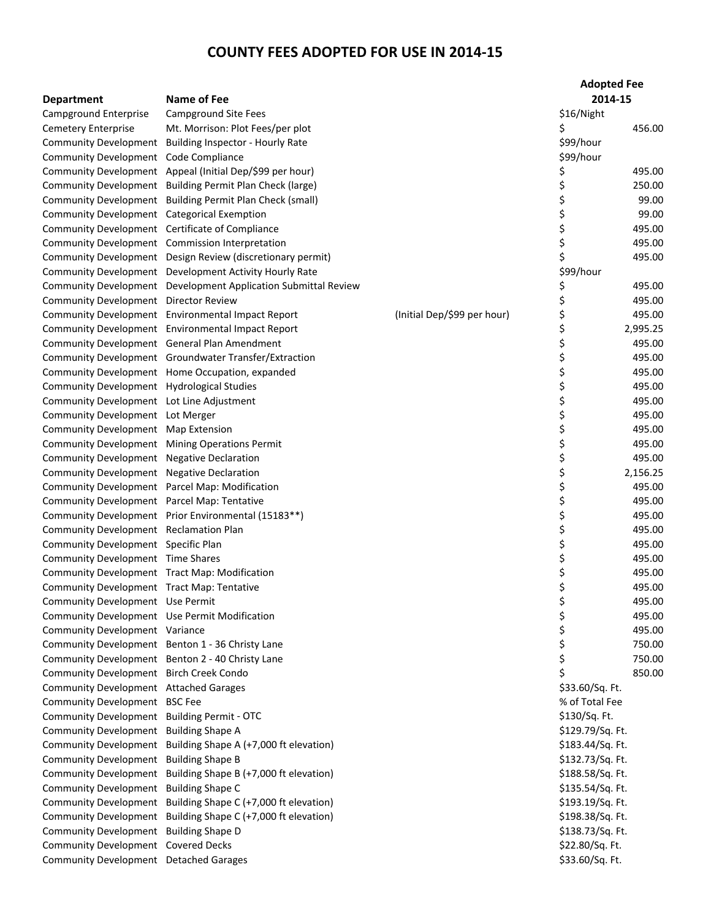# COUNTY FEES ADOPTED FOR USE IN 2014-15

| Department | Name of Fee | | Adopted Fee 2014-15 |
|---|---|---|---|
| Campground Enterprise | Campground Site Fees | | $16/Night |
| Cemetery Enterprise | Mt. Morrison: Plot Fees/per plot | | $ 456.00 |
| Community Development | Building Inspector - Hourly Rate | | $99/hour |
| Community Development | Code Compliance | | $99/hour |
| Community Development | Appeal (Initial Dep/$99 per hour) | | $ 495.00 |
| Community Development | Building Permit Plan Check (large) | | $ 250.00 |
| Community Development | Building Permit Plan Check (small) | | $ 99.00 |
| Community Development | Categorical Exemption | | $ 99.00 |
| Community Development | Certificate of Compliance | | $ 495.00 |
| Community Development | Commission Interpretation | | $ 495.00 |
| Community Development | Design Review (discretionary permit) | | $ 495.00 |
| Community Development | Development Activity Hourly Rate | | $99/hour |
| Community Development | Development Application Submittal Review | | $ 495.00 |
| Community Development | Director Review | | $ 495.00 |
| Community Development | Environmental Impact Report | (Initial Dep/$99 per hour) | $ 495.00 |
| Community Development | Environmental Impact Report | | $ 2,995.25 |
| Community Development | General Plan Amendment | | $ 495.00 |
| Community Development | Groundwater Transfer/Extraction | | $ 495.00 |
| Community Development | Home Occupation, expanded | | $ 495.00 |
| Community Development | Hydrological Studies | | $ 495.00 |
| Community Development | Lot Line Adjustment | | $ 495.00 |
| Community Development | Lot Merger | | $ 495.00 |
| Community Development | Map Extension | | $ 495.00 |
| Community Development | Mining Operations Permit | | $ 495.00 |
| Community Development | Negative Declaration | | $ 495.00 |
| Community Development | Negative Declaration | | $ 2,156.25 |
| Community Development | Parcel Map: Modification | | $ 495.00 |
| Community Development | Parcel Map: Tentative | | $ 495.00 |
| Community Development | Prior Environmental (15183**) | | $ 495.00 |
| Community Development | Reclamation Plan | | $ 495.00 |
| Community Development | Specific Plan | | $ 495.00 |
| Community Development | Time Shares | | $ 495.00 |
| Community Development | Tract Map: Modification | | $ 495.00 |
| Community Development | Tract Map: Tentative | | $ 495.00 |
| Community Development | Use Permit | | $ 495.00 |
| Community Development | Use Permit Modification | | $ 495.00 |
| Community Development | Variance | | $ 495.00 |
| Community Development | Benton 1 - 36 Christy Lane | | $ 750.00 |
| Community Development | Benton 2 - 40 Christy Lane | | $ 750.00 |
| Community Development | Birch Creek Condo | | $ 850.00 |
| Community Development | Attached Garages | | $33.60/Sq. Ft. |
| Community Development | BSC Fee | | % of Total Fee |
| Community Development | Building Permit - OTC | | $130/Sq. Ft. |
| Community Development | Building Shape A | | $129.79/Sq. Ft. |
| Community Development | Building Shape A (+7,000 ft elevation) | | $183.44/Sq. Ft. |
| Community Development | Building Shape B | | $132.73/Sq. Ft. |
| Community Development | Building Shape B (+7,000 ft elevation) | | $188.58/Sq. Ft. |
| Community Development | Building Shape C | | $135.54/Sq. Ft. |
| Community Development | Building Shape C (+7,000 ft elevation) | | $193.19/Sq. Ft. |
| Community Development | Building Shape C (+7,000 ft elevation) | | $198.38/Sq. Ft. |
| Community Development | Building Shape D | | $138.73/Sq. Ft. |
| Community Development | Covered Decks | | $22.80/Sq. Ft. |
| Community Development | Detached Garages | | $33.60/Sq. Ft. |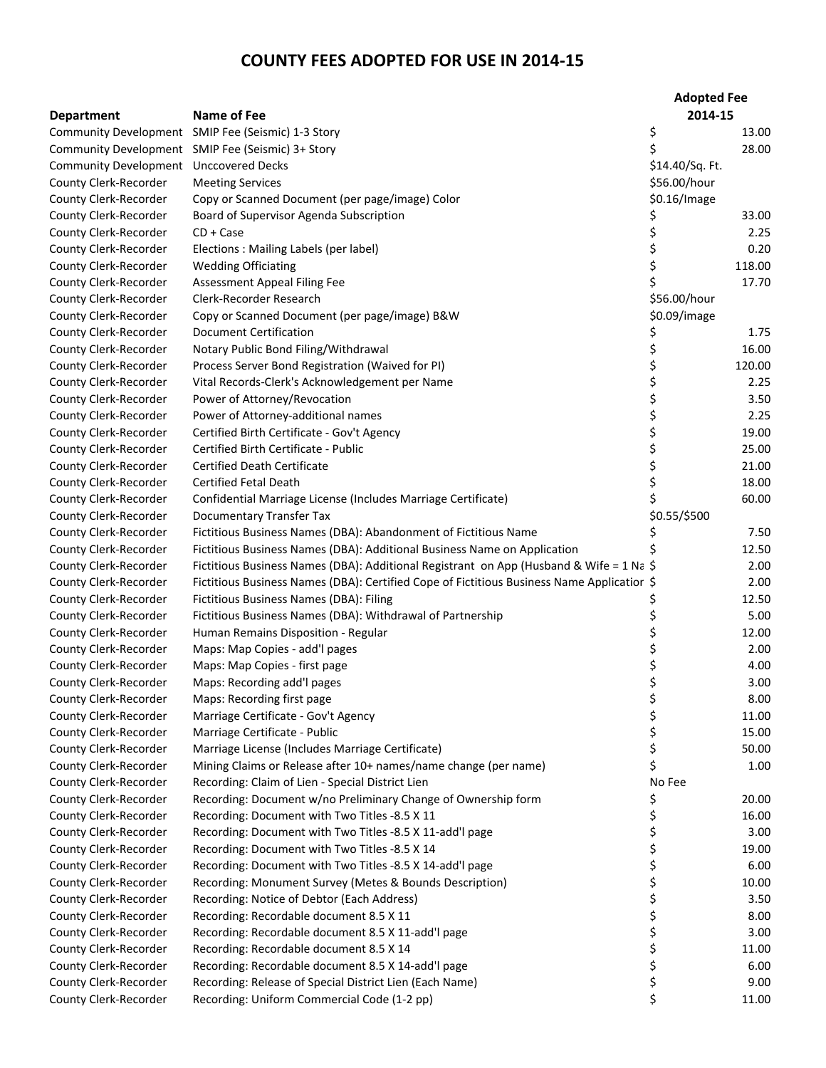# COUNTY FEES ADOPTED FOR USE IN 2014-15

| Department | Name of Fee | Adopted Fee 2014-15 |
|---|---|---|
| Community Development | SMIP Fee (Seismic) 1-3 Story | $ 13.00 |
| Community Development | SMIP Fee (Seismic) 3+ Story | $ 28.00 |
| Community Development | Unccovered Decks | $14.40/Sq. Ft. |
| County Clerk-Recorder | Meeting Services | $56.00/hour |
| County Clerk-Recorder | Copy or Scanned Document (per page/image) Color | $0.16/Image |
| County Clerk-Recorder | Board of Supervisor Agenda Subscription | $ 33.00 |
| County Clerk-Recorder | CD + Case | $ 2.25 |
| County Clerk-Recorder | Elections : Mailing Labels (per label) | $ 0.20 |
| County Clerk-Recorder | Wedding Officiating | $ 118.00 |
| County Clerk-Recorder | Assessment Appeal Filing Fee | $ 17.70 |
| County Clerk-Recorder | Clerk-Recorder Research | $56.00/hour |
| County Clerk-Recorder | Copy or Scanned Document (per page/image) B&W | $0.09/image |
| County Clerk-Recorder | Document Certification | $ 1.75 |
| County Clerk-Recorder | Notary Public Bond Filing/Withdrawal | $ 16.00 |
| County Clerk-Recorder | Process Server Bond Registration (Waived for PI) | $ 120.00 |
| County Clerk-Recorder | Vital Records-Clerk's Acknowledgement per Name | $ 2.25 |
| County Clerk-Recorder | Power of Attorney/Revocation | $ 3.50 |
| County Clerk-Recorder | Power of Attorney-additional names | $ 2.25 |
| County Clerk-Recorder | Certified Birth Certificate - Gov't Agency | $ 19.00 |
| County Clerk-Recorder | Certified Birth Certificate - Public | $ 25.00 |
| County Clerk-Recorder | Certified Death Certificate | $ 21.00 |
| County Clerk-Recorder | Certified Fetal Death | $ 18.00 |
| County Clerk-Recorder | Confidential Marriage License (Includes Marriage Certificate) | $ 60.00 |
| County Clerk-Recorder | Documentary Transfer Tax | $0.55/$500 |
| County Clerk-Recorder | Fictitious Business Names (DBA): Abandonment of Fictitious Name | $ 7.50 |
| County Clerk-Recorder | Fictitious Business Names (DBA): Additional Business Name on Application | $ 12.50 |
| County Clerk-Recorder | Fictitious Business Names (DBA): Additional Registrant on App (Husband & Wife = 1 Na | $ 2.00 |
| County Clerk-Recorder | Fictitious Business Names (DBA): Certified Cope of Fictitious Business Name Applicatior | $ 2.00 |
| County Clerk-Recorder | Fictitious Business Names (DBA): Filing | $ 12.50 |
| County Clerk-Recorder | Fictitious Business Names (DBA): Withdrawal of Partnership | $ 5.00 |
| County Clerk-Recorder | Human Remains Disposition - Regular | $ 12.00 |
| County Clerk-Recorder | Maps: Map Copies - add'l pages | $ 2.00 |
| County Clerk-Recorder | Maps: Map Copies - first page | $ 4.00 |
| County Clerk-Recorder | Maps: Recording add'l pages | $ 3.00 |
| County Clerk-Recorder | Maps: Recording first page | $ 8.00 |
| County Clerk-Recorder | Marriage Certificate - Gov't Agency | $ 11.00 |
| County Clerk-Recorder | Marriage Certificate - Public | $ 15.00 |
| County Clerk-Recorder | Marriage License (Includes Marriage Certificate) | $ 50.00 |
| County Clerk-Recorder | Mining Claims or Release after 10+ names/name change (per name) | $ 1.00 |
| County Clerk-Recorder | Recording: Claim of Lien - Special District Lien | No Fee |
| County Clerk-Recorder | Recording: Document w/no Preliminary Change of Ownership form | $ 20.00 |
| County Clerk-Recorder | Recording: Document with Two Titles -8.5 X 11 | $ 16.00 |
| County Clerk-Recorder | Recording: Document with Two Titles -8.5 X 11-add'l page | $ 3.00 |
| County Clerk-Recorder | Recording: Document with Two Titles -8.5 X 14 | $ 19.00 |
| County Clerk-Recorder | Recording: Document with Two Titles -8.5 X 14-add'l page | $ 6.00 |
| County Clerk-Recorder | Recording: Monument Survey (Metes & Bounds Description) | $ 10.00 |
| County Clerk-Recorder | Recording: Notice of Debtor (Each Address) | $ 3.50 |
| County Clerk-Recorder | Recording: Recordable document 8.5 X 11 | $ 8.00 |
| County Clerk-Recorder | Recording: Recordable document 8.5 X 11-add'l page | $ 3.00 |
| County Clerk-Recorder | Recording: Recordable document 8.5 X 14 | $ 11.00 |
| County Clerk-Recorder | Recording: Recordable document 8.5 X 14-add'l page | $ 6.00 |
| County Clerk-Recorder | Recording: Release of Special District Lien (Each Name) | $ 9.00 |
| County Clerk-Recorder | Recording: Uniform Commercial Code (1-2 pp) | $ 11.00 |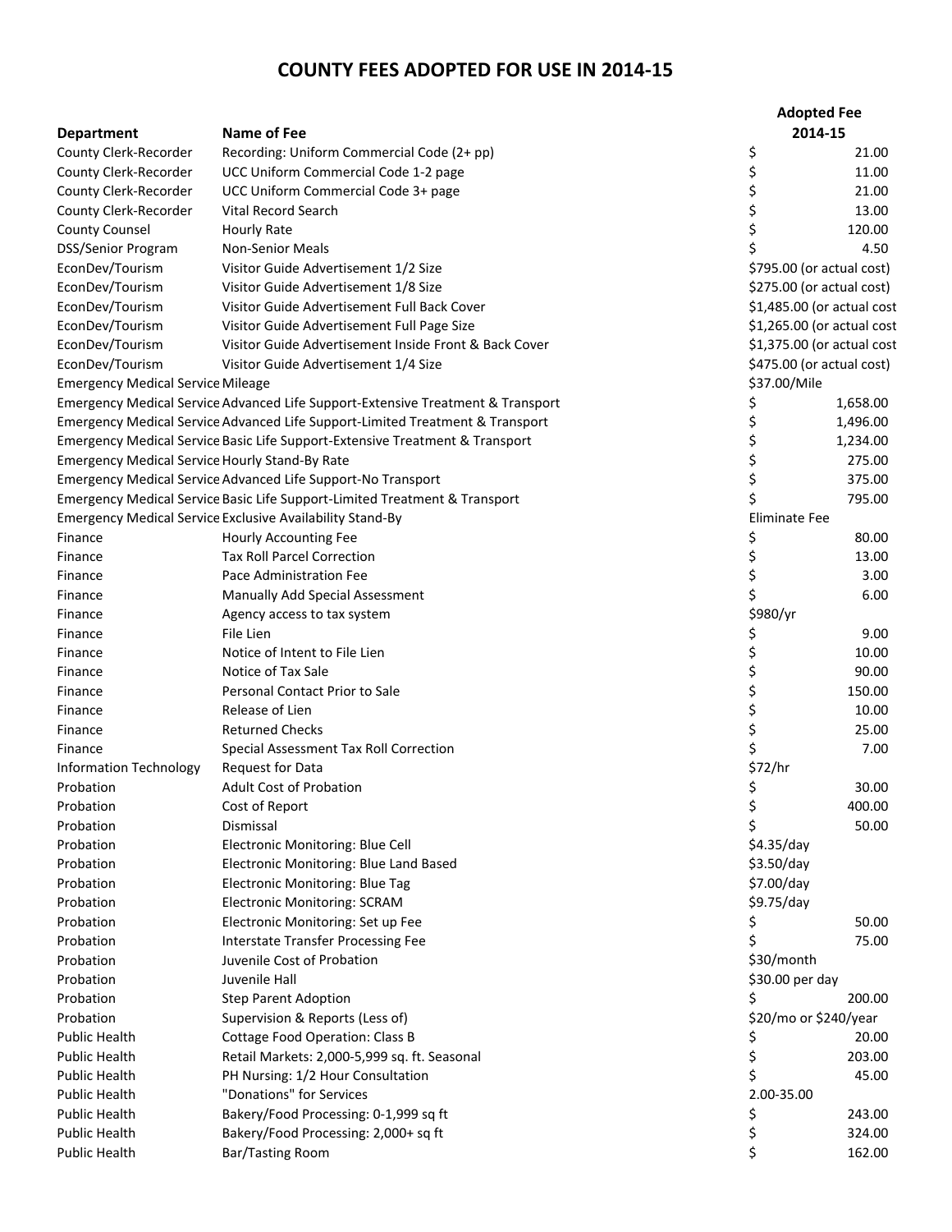# COUNTY FEES ADOPTED FOR USE IN 2014-15

| Department | Name of Fee | Adopted Fee 2014-15 |
|---|---|---|
| County Clerk-Recorder | Recording: Uniform Commercial Code (2+ pp) | $ 21.00 |
| County Clerk-Recorder | UCC Uniform Commercial Code 1-2 page | $ 11.00 |
| County Clerk-Recorder | UCC Uniform Commercial Code 3+ page | $ 21.00 |
| County Clerk-Recorder | Vital Record Search | $ 13.00 |
| County Counsel | Hourly Rate | $ 120.00 |
| DSS/Senior Program | Non-Senior Meals | $ 4.50 |
| EconDev/Tourism | Visitor Guide Advertisement 1/2 Size | $795.00 (or actual cost) |
| EconDev/Tourism | Visitor Guide Advertisement 1/8 Size | $275.00 (or actual cost) |
| EconDev/Tourism | Visitor Guide Advertisement Full Back Cover | $1,485.00 (or actual cost |
| EconDev/Tourism | Visitor Guide Advertisement Full Page Size | $1,265.00 (or actual cost |
| EconDev/Tourism | Visitor Guide Advertisement Inside Front & Back Cover | $1,375.00 (or actual cost |
| EconDev/Tourism | Visitor Guide Advertisement 1/4 Size | $475.00 (or actual cost) |
| Emergency Medical Service | Mileage | $37.00/Mile |
| Emergency Medical Service | Advanced Life Support-Extensive Treatment & Transport | $ 1,658.00 |
| Emergency Medical Service | Advanced Life Support-Limited Treatment & Transport | $ 1,496.00 |
| Emergency Medical Service | Basic Life Support-Extensive Treatment & Transport | $ 1,234.00 |
| Emergency Medical Service | Hourly Stand-By Rate | $ 275.00 |
| Emergency Medical Service | Advanced Life Support-No Transport | $ 375.00 |
| Emergency Medical Service | Basic Life Support-Limited Treatment & Transport | $ 795.00 |
| Emergency Medical Service | Exclusive Availability Stand-By | Eliminate Fee |
| Finance | Hourly Accounting Fee | $ 80.00 |
| Finance | Tax Roll Parcel Correction | $ 13.00 |
| Finance | Pace Administration Fee | $ 3.00 |
| Finance | Manually Add Special Assessment | $ 6.00 |
| Finance | Agency access to tax system | $980/yr |
| Finance | File Lien | $ 9.00 |
| Finance | Notice of Intent to File Lien | $ 10.00 |
| Finance | Notice of Tax Sale | $ 90.00 |
| Finance | Personal Contact Prior to Sale | $ 150.00 |
| Finance | Release of Lien | $ 10.00 |
| Finance | Returned Checks | $ 25.00 |
| Finance | Special Assessment Tax Roll Correction | $ 7.00 |
| Information Technology | Request for Data | $72/hr |
| Probation | Adult Cost of Probation | $ 30.00 |
| Probation | Cost of Report | $ 400.00 |
| Probation | Dismissal | $ 50.00 |
| Probation | Electronic Monitoring: Blue Cell | $4.35/day |
| Probation | Electronic Monitoring: Blue Land Based | $3.50/day |
| Probation | Electronic Monitoring: Blue Tag | $7.00/day |
| Probation | Electronic Monitoring: SCRAM | $9.75/day |
| Probation | Electronic Monitoring: Set up Fee | $ 50.00 |
| Probation | Interstate Transfer Processing Fee | $ 75.00 |
| Probation | Juvenile Cost of Probation | $30/month |
| Probation | Juvenile Hall | $30.00 per day |
| Probation | Step Parent Adoption | $ 200.00 |
| Probation | Supervision & Reports (Less of) | $20/mo or $240/year |
| Public Health | Cottage Food Operation: Class B | $ 20.00 |
| Public Health | Retail Markets: 2,000-5,999 sq. ft. Seasonal | $ 203.00 |
| Public Health | PH Nursing: 1/2 Hour Consultation | $ 45.00 |
| Public Health | "Donations" for Services | 2.00-35.00 |
| Public Health | Bakery/Food Processing: 0-1,999 sq ft | $ 243.00 |
| Public Health | Bakery/Food Processing: 2,000+ sq ft | $ 324.00 |
| Public Health | Bar/Tasting Room | $ 162.00 |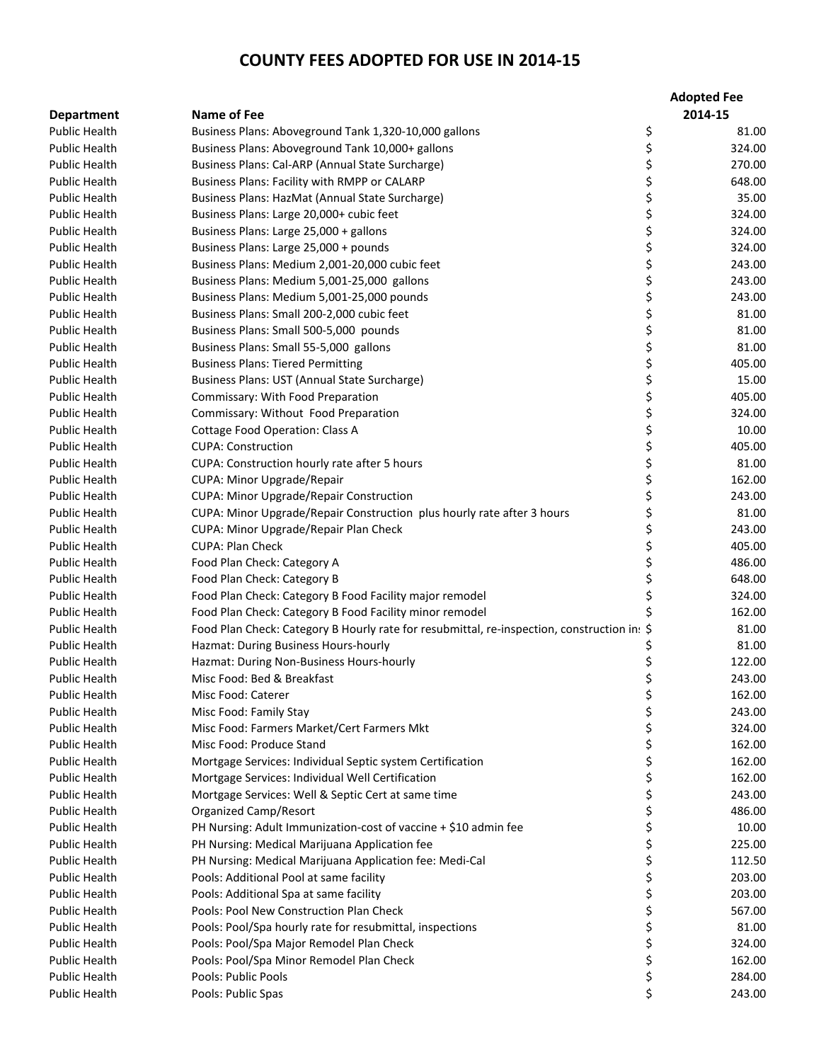# COUNTY FEES ADOPTED FOR USE IN 2014-15

| Department | Name of Fee | Adopted Fee 2014-15 |
|---|---|---|
| Public Health | Business Plans: Aboveground Tank 1,320-10,000 gallons | $ 81.00 |
| Public Health | Business Plans: Aboveground Tank 10,000+ gallons | $ 324.00 |
| Public Health | Business Plans: Cal-ARP (Annual State Surcharge) | $ 270.00 |
| Public Health | Business Plans: Facility with RMPP or CALARP | $ 648.00 |
| Public Health | Business Plans: HazMat (Annual State Surcharge) | $ 35.00 |
| Public Health | Business Plans: Large 20,000+ cubic feet | $ 324.00 |
| Public Health | Business Plans: Large 25,000 + gallons | $ 324.00 |
| Public Health | Business Plans: Large 25,000 + pounds | $ 324.00 |
| Public Health | Business Plans: Medium 2,001-20,000 cubic feet | $ 243.00 |
| Public Health | Business Plans: Medium 5,001-25,000 gallons | $ 243.00 |
| Public Health | Business Plans: Medium 5,001-25,000 pounds | $ 243.00 |
| Public Health | Business Plans: Small 200-2,000 cubic feet | $ 81.00 |
| Public Health | Business Plans: Small 500-5,000 pounds | $ 81.00 |
| Public Health | Business Plans: Small 55-5,000 gallons | $ 81.00 |
| Public Health | Business Plans: Tiered Permitting | $ 405.00 |
| Public Health | Business Plans: UST (Annual State Surcharge) | $ 15.00 |
| Public Health | Commissary: With Food Preparation | $ 405.00 |
| Public Health | Commissary: Without Food Preparation | $ 324.00 |
| Public Health | Cottage Food Operation: Class A | $ 10.00 |
| Public Health | CUPA: Construction | $ 405.00 |
| Public Health | CUPA: Construction hourly rate after 5 hours | $ 81.00 |
| Public Health | CUPA: Minor Upgrade/Repair | $ 162.00 |
| Public Health | CUPA: Minor Upgrade/Repair Construction | $ 243.00 |
| Public Health | CUPA: Minor Upgrade/Repair Construction plus hourly rate after 3 hours | $ 81.00 |
| Public Health | CUPA: Minor Upgrade/Repair Plan Check | $ 243.00 |
| Public Health | CUPA: Plan Check | $ 405.00 |
| Public Health | Food Plan Check: Category A | $ 486.00 |
| Public Health | Food Plan Check: Category B | $ 648.00 |
| Public Health | Food Plan Check: Category B Food Facility major remodel | $ 324.00 |
| Public Health | Food Plan Check: Category B Food Facility minor remodel | $ 162.00 |
| Public Health | Food Plan Check: Category B Hourly rate for resubmittal, re-inspection, construction in | $ 81.00 |
| Public Health | Hazmat: During Business Hours-hourly | $ 81.00 |
| Public Health | Hazmat: During Non-Business Hours-hourly | $ 122.00 |
| Public Health | Misc Food: Bed & Breakfast | $ 243.00 |
| Public Health | Misc Food: Caterer | $ 162.00 |
| Public Health | Misc Food: Family Stay | $ 243.00 |
| Public Health | Misc Food: Farmers Market/Cert Farmers Mkt | $ 324.00 |
| Public Health | Misc Food: Produce Stand | $ 162.00 |
| Public Health | Mortgage Services: Individual Septic system Certification | $ 162.00 |
| Public Health | Mortgage Services: Individual Well Certification | $ 162.00 |
| Public Health | Mortgage Services: Well & Septic Cert at same time | $ 243.00 |
| Public Health | Organized Camp/Resort | $ 486.00 |
| Public Health | PH Nursing: Adult Immunization-cost of vaccine + $10 admin fee | $ 10.00 |
| Public Health | PH Nursing: Medical Marijuana Application fee | $ 225.00 |
| Public Health | PH Nursing: Medical Marijuana Application fee: Medi-Cal | $ 112.50 |
| Public Health | Pools: Additional Pool at same facility | $ 203.00 |
| Public Health | Pools: Additional Spa at same facility | $ 203.00 |
| Public Health | Pools: Pool New Construction Plan Check | $ 567.00 |
| Public Health | Pools: Pool/Spa hourly rate for resubmittal, inspections | $ 81.00 |
| Public Health | Pools: Pool/Spa Major Remodel Plan Check | $ 324.00 |
| Public Health | Pools: Pool/Spa Minor Remodel Plan Check | $ 162.00 |
| Public Health | Pools: Public Pools | $ 284.00 |
| Public Health | Pools: Public Spas | $ 243.00 |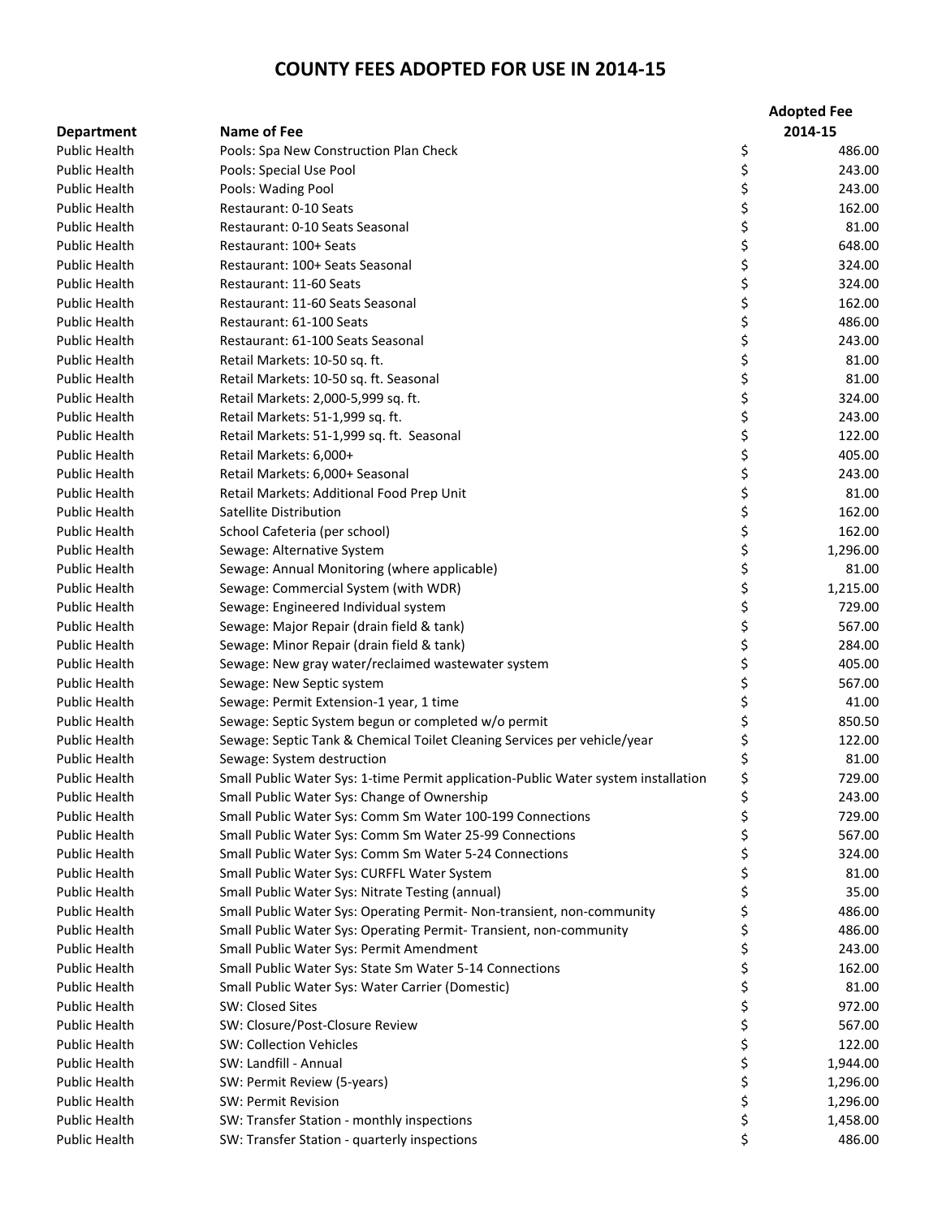# COUNTY FEES ADOPTED FOR USE IN 2014-15

| Department | Name of Fee | Adopted Fee 2014-15 |
|---|---|---|
| Public Health | Pools: Spa New Construction Plan Check | $ 486.00 |
| Public Health | Pools: Special Use Pool | $ 243.00 |
| Public Health | Pools: Wading Pool | $ 243.00 |
| Public Health | Restaurant: 0-10 Seats | $ 162.00 |
| Public Health | Restaurant: 0-10 Seats Seasonal | $ 81.00 |
| Public Health | Restaurant: 100+ Seats | $ 648.00 |
| Public Health | Restaurant: 100+ Seats Seasonal | $ 324.00 |
| Public Health | Restaurant: 11-60 Seats | $ 324.00 |
| Public Health | Restaurant: 11-60 Seats Seasonal | $ 162.00 |
| Public Health | Restaurant: 61-100 Seats | $ 486.00 |
| Public Health | Restaurant: 61-100 Seats Seasonal | $ 243.00 |
| Public Health | Retail Markets: 10-50 sq. ft. | $ 81.00 |
| Public Health | Retail Markets: 10-50 sq. ft. Seasonal | $ 81.00 |
| Public Health | Retail Markets: 2,000-5,999 sq. ft. | $ 324.00 |
| Public Health | Retail Markets: 51-1,999 sq. ft. | $ 243.00 |
| Public Health | Retail Markets: 51-1,999 sq. ft. Seasonal | $ 122.00 |
| Public Health | Retail Markets: 6,000+ | $ 405.00 |
| Public Health | Retail Markets: 6,000+ Seasonal | $ 243.00 |
| Public Health | Retail Markets: Additional Food Prep Unit | $ 81.00 |
| Public Health | Satellite Distribution | $ 162.00 |
| Public Health | School Cafeteria (per school) | $ 162.00 |
| Public Health | Sewage: Alternative System | $ 1,296.00 |
| Public Health | Sewage: Annual Monitoring (where applicable) | $ 81.00 |
| Public Health | Sewage: Commercial System (with WDR) | $ 1,215.00 |
| Public Health | Sewage: Engineered Individual system | $ 729.00 |
| Public Health | Sewage: Major Repair (drain field & tank) | $ 567.00 |
| Public Health | Sewage: Minor Repair (drain field & tank) | $ 284.00 |
| Public Health | Sewage: New gray water/reclaimed wastewater system | $ 405.00 |
| Public Health | Sewage: New Septic system | $ 567.00 |
| Public Health | Sewage: Permit Extension-1 year, 1 time | $ 41.00 |
| Public Health | Sewage: Septic System begun or completed w/o permit | $ 850.50 |
| Public Health | Sewage: Septic Tank & Chemical Toilet Cleaning Services per vehicle/year | $ 122.00 |
| Public Health | Sewage: System destruction | $ 81.00 |
| Public Health | Small Public Water Sys: 1-time Permit application-Public Water system installation | $ 729.00 |
| Public Health | Small Public Water Sys: Change of Ownership | $ 243.00 |
| Public Health | Small Public Water Sys: Comm Sm Water 100-199 Connections | $ 729.00 |
| Public Health | Small Public Water Sys: Comm Sm Water 25-99 Connections | $ 567.00 |
| Public Health | Small Public Water Sys: Comm Sm Water 5-24 Connections | $ 324.00 |
| Public Health | Small Public Water Sys: CURFFL Water System | $ 81.00 |
| Public Health | Small Public Water Sys: Nitrate Testing (annual) | $ 35.00 |
| Public Health | Small Public Water Sys: Operating Permit- Non-transient, non-community | $ 486.00 |
| Public Health | Small Public Water Sys: Operating Permit- Transient, non-community | $ 486.00 |
| Public Health | Small Public Water Sys: Permit Amendment | $ 243.00 |
| Public Health | Small Public Water Sys: State Sm Water 5-14 Connections | $ 162.00 |
| Public Health | Small Public Water Sys: Water Carrier (Domestic) | $ 81.00 |
| Public Health | SW: Closed Sites | $ 972.00 |
| Public Health | SW: Closure/Post-Closure Review | $ 567.00 |
| Public Health | SW: Collection Vehicles | $ 122.00 |
| Public Health | SW: Landfill - Annual | $ 1,944.00 |
| Public Health | SW: Permit Review (5-years) | $ 1,296.00 |
| Public Health | SW: Permit Revision | $ 1,296.00 |
| Public Health | SW: Transfer Station - monthly inspections | $ 1,458.00 |
| Public Health | SW: Transfer Station - quarterly inspections | $ 486.00 |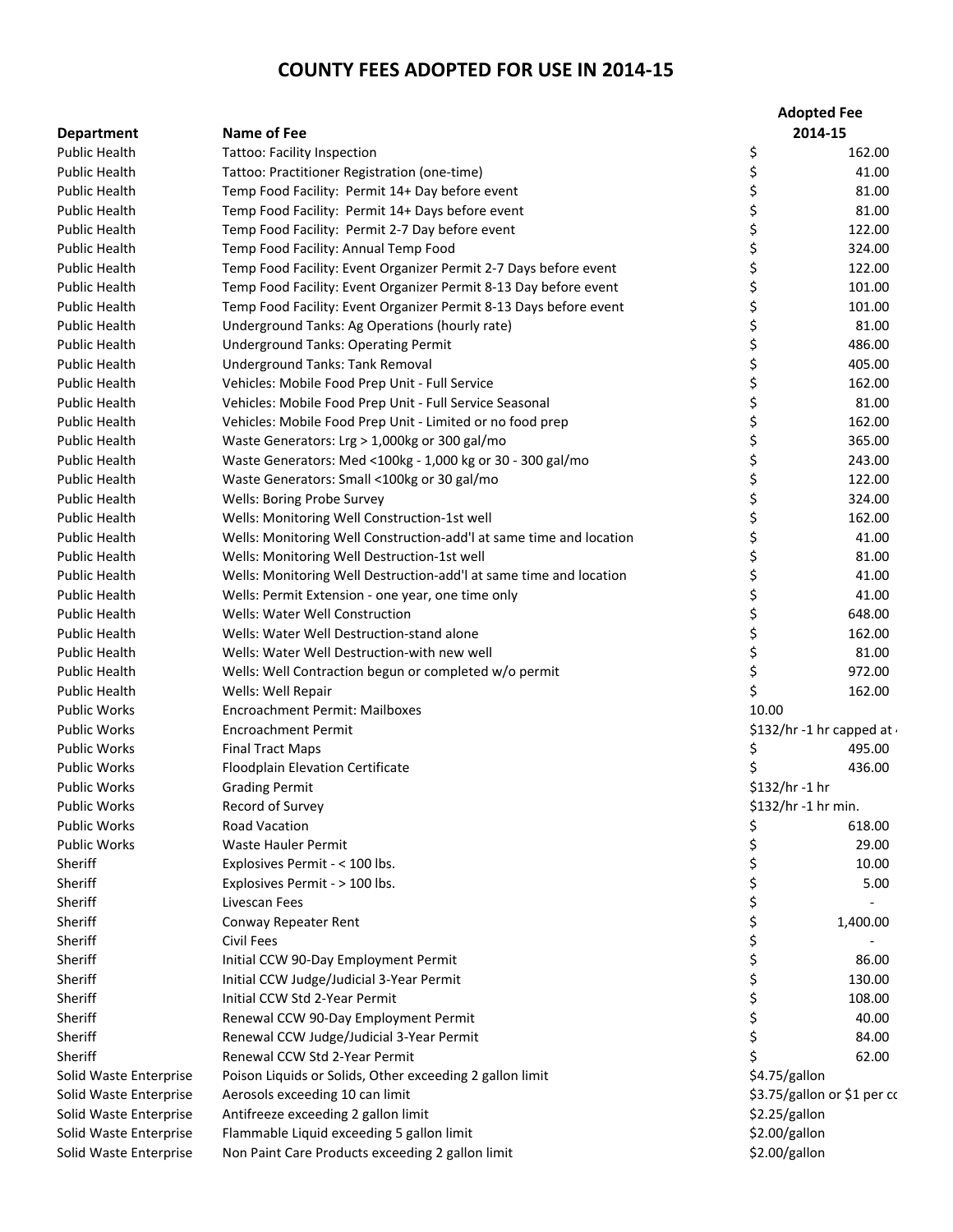# COUNTY FEES ADOPTED FOR USE IN 2014-15

| Department | Name of Fee | Adopted Fee 2014-15 |
|---|---|---|
| Public Health | Tattoo: Facility Inspection | $ 162.00 |
| Public Health | Tattoo: Practitioner Registration (one-time) | $ 41.00 |
| Public Health | Temp Food Facility: Permit 14+ Day before event | $ 81.00 |
| Public Health | Temp Food Facility: Permit 14+ Days before event | $ 81.00 |
| Public Health | Temp Food Facility: Permit 2-7 Day before event | $ 122.00 |
| Public Health | Temp Food Facility: Annual Temp Food | $ 324.00 |
| Public Health | Temp Food Facility: Event Organizer Permit 2-7 Days before event | $ 122.00 |
| Public Health | Temp Food Facility: Event Organizer Permit 8-13 Day before event | $ 101.00 |
| Public Health | Temp Food Facility: Event Organizer Permit 8-13 Days before event | $ 101.00 |
| Public Health | Underground Tanks: Ag Operations (hourly rate) | $ 81.00 |
| Public Health | Underground Tanks: Operating Permit | $ 486.00 |
| Public Health | Underground Tanks: Tank Removal | $ 405.00 |
| Public Health | Vehicles: Mobile Food Prep Unit - Full Service | $ 162.00 |
| Public Health | Vehicles: Mobile Food Prep Unit - Full Service Seasonal | $ 81.00 |
| Public Health | Vehicles: Mobile Food Prep Unit - Limited or no food prep | $ 162.00 |
| Public Health | Waste Generators: Lrg > 1,000kg or 300 gal/mo | $ 365.00 |
| Public Health | Waste Generators: Med <100kg - 1,000 kg or 30 - 300 gal/mo | $ 243.00 |
| Public Health | Waste Generators: Small <100kg or 30 gal/mo | $ 122.00 |
| Public Health | Wells: Boring Probe Survey | $ 324.00 |
| Public Health | Wells: Monitoring Well Construction-1st well | $ 162.00 |
| Public Health | Wells: Monitoring Well Construction-add'l at same time and location | $ 41.00 |
| Public Health | Wells: Monitoring Well Destruction-1st well | $ 81.00 |
| Public Health | Wells: Monitoring Well Destruction-add'l at same time and location | $ 41.00 |
| Public Health | Wells: Permit Extension - one year, one time only | $ 41.00 |
| Public Health | Wells: Water Well Construction | $ 648.00 |
| Public Health | Wells: Water Well Destruction-stand alone | $ 162.00 |
| Public Health | Wells: Water Well Destruction-with new well | $ 81.00 |
| Public Health | Wells: Well Contraction begun or completed w/o permit | $ 972.00 |
| Public Health | Wells: Well Repair | $ 162.00 |
| Public Works | Encroachment Permit: Mailboxes | 10.00 |
| Public Works | Encroachment Permit | $132/hr -1 hr capped at |
| Public Works | Final Tract Maps | $ 495.00 |
| Public Works | Floodplain Elevation Certificate | $ 436.00 |
| Public Works | Grading Permit | $132/hr -1 hr |
| Public Works | Record of Survey | $132/hr -1 hr min. |
| Public Works | Road Vacation | $ 618.00 |
| Public Works | Waste Hauler Permit | $ 29.00 |
| Sheriff | Explosives Permit - < 100 lbs. | $ 10.00 |
| Sheriff | Explosives Permit - > 100 lbs. | $ 5.00 |
| Sheriff | Livescan Fees | $ - |
| Sheriff | Conway Repeater Rent | $ 1,400.00 |
| Sheriff | Civil Fees | $ - |
| Sheriff | Initial CCW 90-Day Employment Permit | $ 86.00 |
| Sheriff | Initial CCW Judge/Judicial 3-Year Permit | $ 130.00 |
| Sheriff | Initial CCW Std 2-Year Permit | $ 108.00 |
| Sheriff | Renewal CCW 90-Day Employment Permit | $ 40.00 |
| Sheriff | Renewal CCW Judge/Judicial 3-Year Permit | $ 84.00 |
| Sheriff | Renewal CCW Std 2-Year Permit | $ 62.00 |
| Solid Waste Enterprise | Poison Liquids or Solids, Other exceeding 2 gallon limit | $4.75/gallon |
| Solid Waste Enterprise | Aerosols exceeding 10 can limit | $3.75/gallon or $1 per cc |
| Solid Waste Enterprise | Antifreeze exceeding 2 gallon limit | $2.25/gallon |
| Solid Waste Enterprise | Flammable Liquid exceeding 5 gallon limit | $2.00/gallon |
| Solid Waste Enterprise | Non Paint Care Products exceeding 2 gallon limit | $2.00/gallon |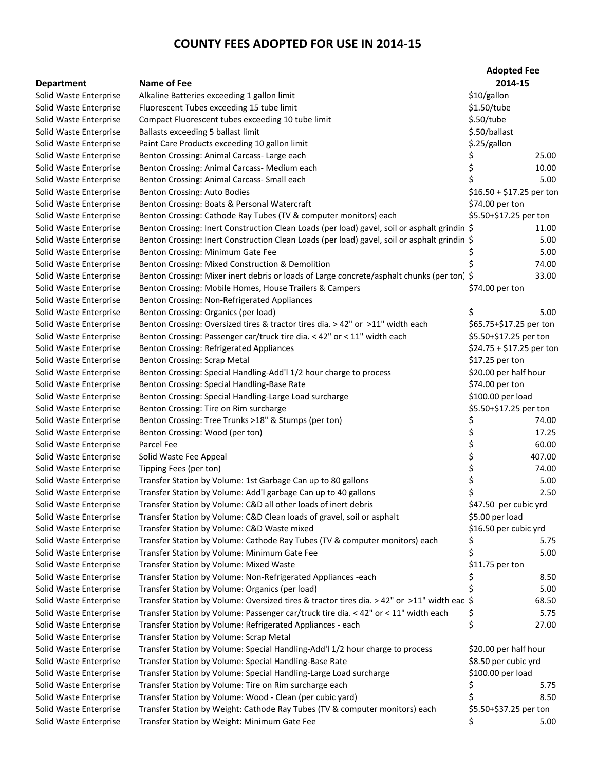# COUNTY FEES ADOPTED FOR USE IN 2014-15

| Department | Name of Fee | Adopted Fee 2014-15 |
|---|---|---|
| Solid Waste Enterprise | Alkaline Batteries exceeding 1 gallon limit | $10/gallon |
| Solid Waste Enterprise | Fluorescent Tubes exceeding 15 tube limit | $1.50/tube |
| Solid Waste Enterprise | Compact Fluorescent tubes exceeding 10 tube limit | $.50/tube |
| Solid Waste Enterprise | Ballasts exceeding 5 ballast limit | $.50/ballast |
| Solid Waste Enterprise | Paint Care Products exceeding 10 gallon limit | $.25/gallon |
| Solid Waste Enterprise | Benton Crossing: Animal Carcass- Large each | $ 25.00 |
| Solid Waste Enterprise | Benton Crossing: Animal Carcass- Medium each | $ 10.00 |
| Solid Waste Enterprise | Benton Crossing: Animal Carcass- Small each | $ 5.00 |
| Solid Waste Enterprise | Benton Crossing: Auto Bodies | $16.50 + $17.25 per ton |
| Solid Waste Enterprise | Benton Crossing: Boats & Personal Watercraft | $74.00 per ton |
| Solid Waste Enterprise | Benton Crossing: Cathode Ray Tubes (TV & computer monitors) each | $5.50+$17.25 per ton |
| Solid Waste Enterprise | Benton Crossing: Inert Construction Clean Loads (per load) gavel, soil or asphalt grindin | $ 11.00 |
| Solid Waste Enterprise | Benton Crossing: Inert Construction Clean Loads (per load) gavel, soil or asphalt grindin | $ 5.00 |
| Solid Waste Enterprise | Benton Crossing: Minimum Gate Fee | $ 5.00 |
| Solid Waste Enterprise | Benton Crossing: Mixed Construction & Demolition | $ 74.00 |
| Solid Waste Enterprise | Benton Crossing: Mixer inert debris or loads of Large concrete/asphalt chunks (per ton) | $ 33.00 |
| Solid Waste Enterprise | Benton Crossing: Mobile Homes, House Trailers & Campers | $74.00 per ton |
| Solid Waste Enterprise | Benton Crossing: Non-Refrigerated Appliances | |
| Solid Waste Enterprise | Benton Crossing: Organics (per load) | $ 5.00 |
| Solid Waste Enterprise | Benton Crossing: Oversized tires & tractor tires dia. > 42" or >11" width each | $65.75+$17.25 per ton |
| Solid Waste Enterprise | Benton Crossing: Passenger car/truck tire dia. < 42" or < 11" width each | $5.50+$17.25 per ton |
| Solid Waste Enterprise | Benton Crossing: Refrigerated Appliances | $24.75 + $17.25 per ton |
| Solid Waste Enterprise | Benton Crossing: Scrap Metal | $17.25 per ton |
| Solid Waste Enterprise | Benton Crossing: Special Handling-Add'l 1/2 hour charge to process | $20.00 per half hour |
| Solid Waste Enterprise | Benton Crossing: Special Handling-Base Rate | $74.00 per ton |
| Solid Waste Enterprise | Benton Crossing: Special Handling-Large Load surcharge | $100.00 per load |
| Solid Waste Enterprise | Benton Crossing: Tire on Rim surcharge | $5.50+$17.25 per ton |
| Solid Waste Enterprise | Benton Crossing: Tree Trunks >18" & Stumps (per ton) | $ 74.00 |
| Solid Waste Enterprise | Benton Crossing: Wood (per ton) | $ 17.25 |
| Solid Waste Enterprise | Parcel Fee | $ 60.00 |
| Solid Waste Enterprise | Solid Waste Fee Appeal | $ 407.00 |
| Solid Waste Enterprise | Tipping Fees (per ton) | $ 74.00 |
| Solid Waste Enterprise | Transfer Station by Volume: 1st Garbage Can up to 80 gallons | $ 5.00 |
| Solid Waste Enterprise | Transfer Station by Volume: Add'l garbage Can up to 40 gallons | $ 2.50 |
| Solid Waste Enterprise | Transfer Station by Volume: C&D all other loads of inert debris | $47.50 per cubic yrd |
| Solid Waste Enterprise | Transfer Station by Volume: C&D Clean loads of gravel, soil or asphalt | $5.00 per load |
| Solid Waste Enterprise | Transfer Station by Volume: C&D Waste mixed | $16.50 per cubic yrd |
| Solid Waste Enterprise | Transfer Station by Volume: Cathode Ray Tubes (TV & computer monitors) each | $ 5.75 |
| Solid Waste Enterprise | Transfer Station by Volume: Minimum Gate Fee | $ 5.00 |
| Solid Waste Enterprise | Transfer Station by Volume: Mixed Waste | $11.75 per ton |
| Solid Waste Enterprise | Transfer Station by Volume: Non-Refrigerated Appliances -each | $ 8.50 |
| Solid Waste Enterprise | Transfer Station by Volume: Organics (per load) | $ 5.00 |
| Solid Waste Enterprise | Transfer Station by Volume: Oversized tires & tractor tires dia. > 42" or >11" width eac | $ 68.50 |
| Solid Waste Enterprise | Transfer Station by Volume: Passenger car/truck tire dia. < 42" or < 11" width each | $ 5.75 |
| Solid Waste Enterprise | Transfer Station by Volume: Refrigerated Appliances - each | $ 27.00 |
| Solid Waste Enterprise | Transfer Station by Volume: Scrap Metal | |
| Solid Waste Enterprise | Transfer Station by Volume: Special Handling-Add'l 1/2 hour charge to process | $20.00 per half hour |
| Solid Waste Enterprise | Transfer Station by Volume: Special Handling-Base Rate | $8.50 per cubic yrd |
| Solid Waste Enterprise | Transfer Station by Volume: Special Handling-Large Load surcharge | $100.00 per load |
| Solid Waste Enterprise | Transfer Station by Volume: Tire on Rim surcharge each | $ 5.75 |
| Solid Waste Enterprise | Transfer Station by Volume: Wood - Clean (per cubic yard) | $ 8.50 |
| Solid Waste Enterprise | Transfer Station by Weight: Cathode Ray Tubes (TV & computer monitors) each | $5.50+$37.25 per ton |
| Solid Waste Enterprise | Transfer Station by Weight: Minimum Gate Fee | $ 5.00 |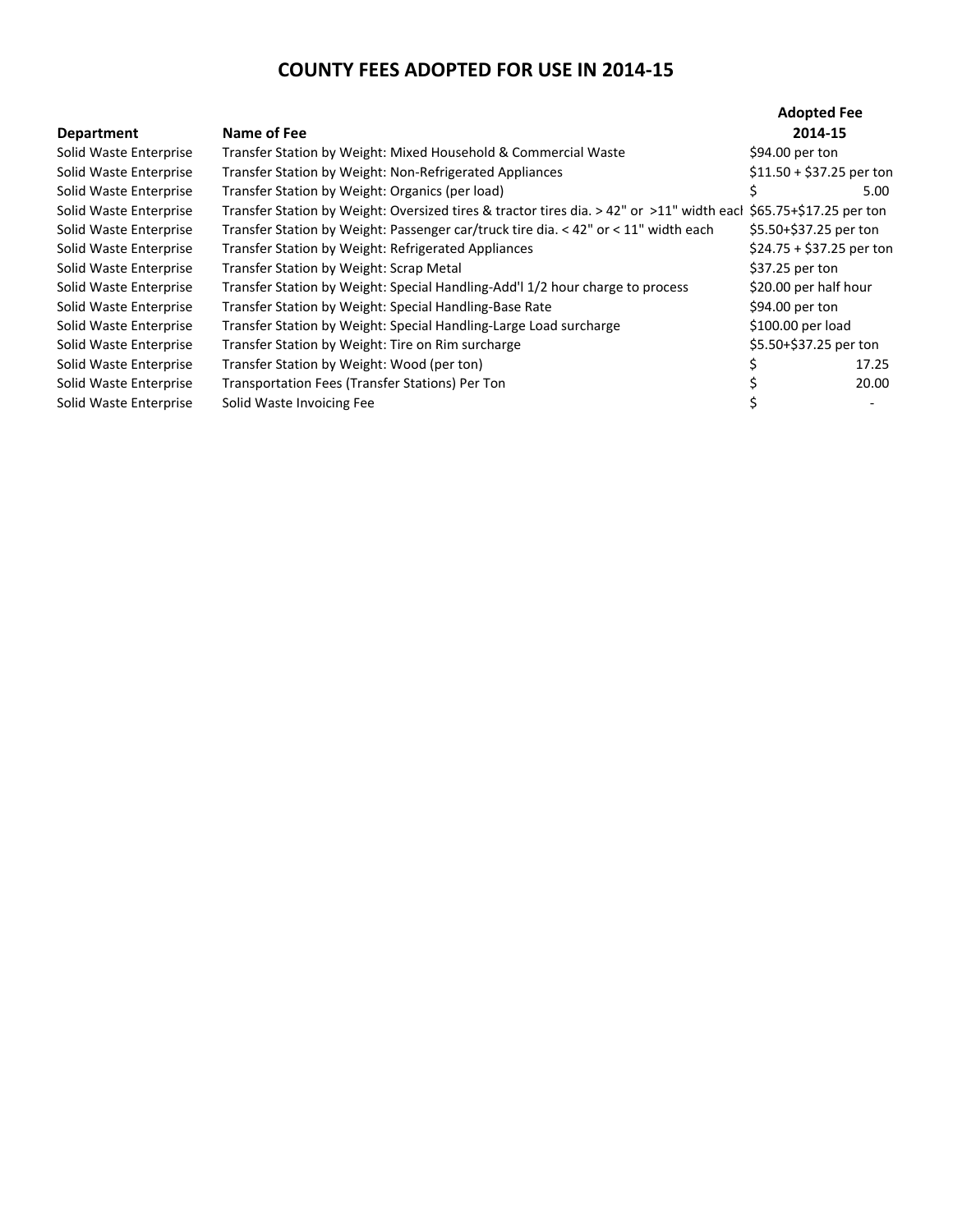# COUNTY FEES ADOPTED FOR USE IN 2014-15

| Department | Name of Fee | Adopted Fee 2014-15 |
|---|---|---|
| Solid Waste Enterprise | Transfer Station by Weight: Mixed Household & Commercial Waste | $94.00 per ton |
| Solid Waste Enterprise | Transfer Station by Weight: Non-Refrigerated Appliances | $11.50 + $37.25 per ton |
| Solid Waste Enterprise | Transfer Station by Weight: Organics (per load) | $ 5.00 |
| Solid Waste Enterprise | Transfer Station by Weight: Oversized tires & tractor tires dia. > 42" or >11" width each | $65.75+$17.25 per ton |
| Solid Waste Enterprise | Transfer Station by Weight: Passenger car/truck tire dia. < 42" or < 11" width each | $5.50+$37.25 per ton |
| Solid Waste Enterprise | Transfer Station by Weight: Refrigerated Appliances | $24.75 + $37.25 per ton |
| Solid Waste Enterprise | Transfer Station by Weight: Scrap Metal | $37.25 per ton |
| Solid Waste Enterprise | Transfer Station by Weight: Special Handling-Add'l 1/2 hour charge to process | $20.00 per half hour |
| Solid Waste Enterprise | Transfer Station by Weight: Special Handling-Base Rate | $94.00 per ton |
| Solid Waste Enterprise | Transfer Station by Weight: Special Handling-Large Load surcharge | $100.00 per load |
| Solid Waste Enterprise | Transfer Station by Weight: Tire on Rim surcharge | $5.50+$37.25 per ton |
| Solid Waste Enterprise | Transfer Station by Weight: Wood (per ton) | $ 17.25 |
| Solid Waste Enterprise | Transportation Fees (Transfer Stations) Per Ton | $ 20.00 |
| Solid Waste Enterprise | Solid Waste Invoicing Fee | $ - |